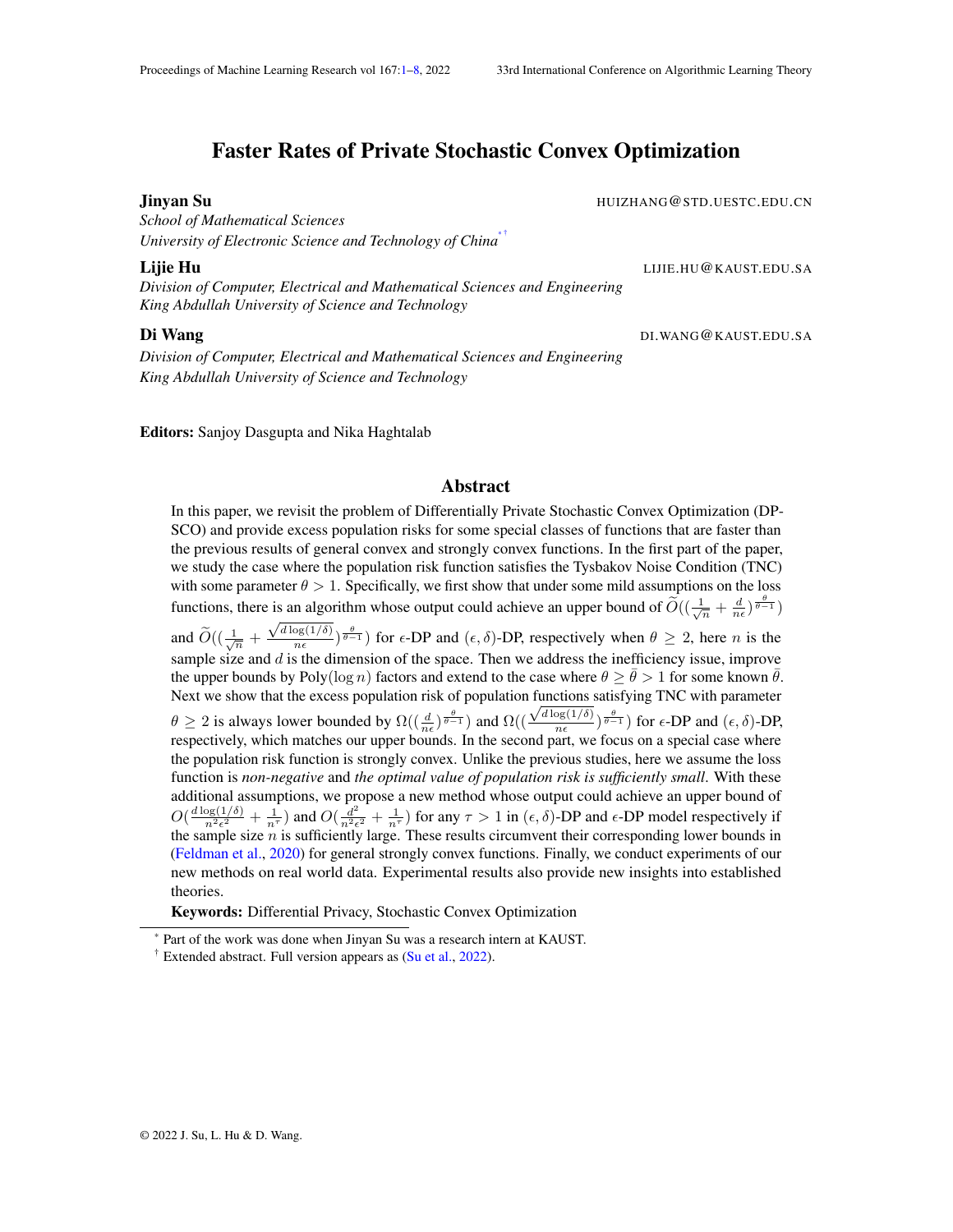# Faster Rates of Private Stochastic Convex Optimization

**Jinyan Su** HUIZHANG@STD.UESTC.EDU.CN
*School of Mathematical Sciences*
*University of Electronic Science and Technology of China* [*,†]

**Lijie Hu** LIJIE.HU@KAUST.EDU.SA
*Division of Computer, Electrical and Mathematical Sciences and Engineering*
*King Abdullah University of Science and Technology*

**Di Wang** DI.WANG@KAUST.EDU.SA
*Division of Computer, Electrical and Mathematical Sciences and Engineering*
*King Abdullah University of Science and Technology*

**Editors:** Sanjoy Dasgupta and Nika Haghtalab

## Abstract

In this paper, we revisit the problem of Differentially Private Stochastic Convex Optimization (DP-SCO) and provide excess population risks for some special classes of functions that are faster than the previous results of general convex and strongly convex functions. In the first part of the paper, we study the case where the population risk function satisfies the Tysbakov Noise Condition (TNC) with some parameter $\theta > 1$. Specifically, we first show that under some mild assumptions on the loss functions, there is an algorithm whose output could achieve an upper bound of $\widetilde{O}((\frac{1}{\sqrt{n}} + \frac{d}{n\epsilon})^{\frac{\theta}{\theta-1}})$ and $\widetilde{O}((\frac{1}{\sqrt{n}} + \frac{\sqrt{d\log(1/\delta)}}{n\epsilon})^{\frac{\theta}{\theta-1}})$ for $\epsilon$-DP and $(\epsilon, \delta)$-DP, respectively when $\theta \geq 2$, here $n$ is the sample size and $d$ is the dimension of the space. Then we address the inefficiency issue, improve the upper bounds by $\text{Poly}(\log n)$ factors and extend to the case where $\theta \geq \bar{\theta} > 1$ for some known $\bar{\theta}$. Next we show that the excess population risk of population functions satisfying TNC with parameter $\theta \geq 2$ is always lower bounded by $\Omega((\frac{d}{n\epsilon})^{\frac{\theta}{\theta-1}})$ and $\Omega((\frac{\sqrt{d\log(1/\delta)}}{n\epsilon})^{\frac{\theta}{\theta-1}})$ for $\epsilon$-DP and $(\epsilon, \delta)$-DP, respectively, which matches our upper bounds. In the second part, we focus on a special case where the population risk function is strongly convex. Unlike the previous studies, here we assume the loss function is *non-negative* and *the optimal value of population risk is sufficiently small*. With these additional assumptions, we propose a new method whose output could achieve an upper bound of $O(\frac{d\log(1/\delta)}{n^2\epsilon^2} + \frac{1}{n^{\tau}})$ and $O(\frac{d^2}{n^2\epsilon^2} + \frac{1}{n^{\tau}})$ for any $\tau > 1$ in $(\epsilon, \delta)$-DP and $\epsilon$-DP model respectively if the sample size $n$ is sufficiently large. These results circumvent their corresponding lower bounds in (Feldman et al., 2020) for general strongly convex functions. Finally, we conduct experiments of our new methods on real world data. Experimental results also provide new insights into established theories.

**Keywords:** Differential Privacy, Stochastic Convex Optimization

[*] Part of the work was done when Jinyan Su was a research intern at KAUST.
[†] Extended abstract. Full version appears as (Su et al., 2022).

© 2022 J. Su, L. Hu & D. Wang.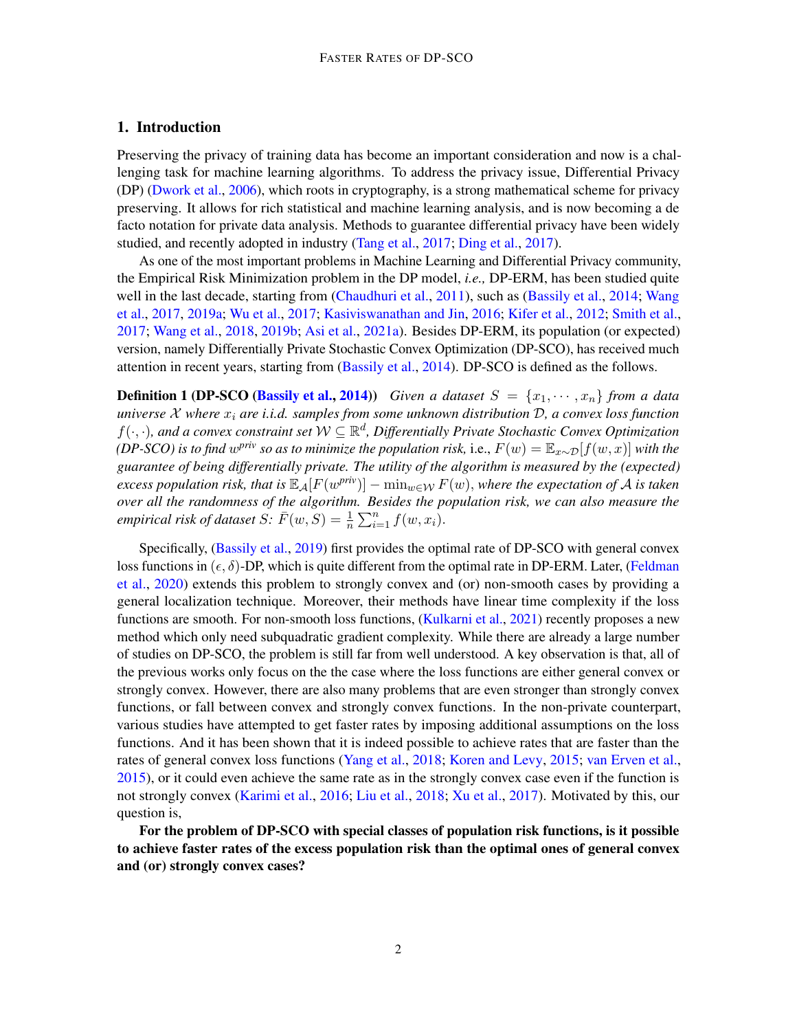## 1. Introduction

Preserving the privacy of training data has become an important consideration and now is a challenging task for machine learning algorithms. To address the privacy issue, Differential Privacy (DP) (Dwork et al., 2006), which roots in cryptography, is a strong mathematical scheme for privacy preserving. It allows for rich statistical and machine learning analysis, and is now becoming a de facto notation for private data analysis. Methods to guarantee differential privacy have been widely studied, and recently adopted in industry (Tang et al., 2017; Ding et al., 2017).

As one of the most important problems in Machine Learning and Differential Privacy community, the Empirical Risk Minimization problem in the DP model, *i.e.,* DP-ERM, has been studied quite well in the last decade, starting from (Chaudhuri et al., 2011), such as (Bassily et al., 2014; Wang et al., 2017, 2019a; Wu et al., 2017; Kasiviswanathan and Jin, 2016; Kifer et al., 2012; Smith et al., 2017; Wang et al., 2018, 2019b; Asi et al., 2021a). Besides DP-ERM, its population (or expected) version, namely Differentially Private Stochastic Convex Optimization (DP-SCO), has received much attention in recent years, starting from (Bassily et al., 2014). DP-SCO is defined as the follows.

**Definition 1 (DP-SCO (Bassily et al., 2014))** *Given a dataset $S = \{x_1, \cdots, x_n\}$ from a data universe $\mathcal{X}$ where $x_i$ are i.i.d. samples from some unknown distribution $\mathcal{D}$, a convex loss function $f(\cdot,\cdot)$, and a convex constraint set $\mathcal{W} \subseteq \mathbb{R}^d$, Differentially Private Stochastic Convex Optimization (DP-SCO) is to find $w^{priv}$ so as to minimize the population risk,* i.e., *$F(w) = \mathbb{E}_{x\sim\mathcal{D}}[f(w,x)]$ with the guarantee of being differentially private. The utility of the algorithm is measured by the (expected) excess population risk, that is $\mathbb{E}_{\mathcal{A}}[F(w^{priv})] - \min_{w\in\mathcal{W}} F(w)$, where the expectation of $\mathcal{A}$ is taken over all the randomness of the algorithm. Besides the population risk, we can also measure the empirical risk of dataset $S$: $\bar{F}(w,S) = \frac{1}{n}\sum_{i=1}^{n} f(w,x_i)$.*

Specifically, (Bassily et al., 2019) first provides the optimal rate of DP-SCO with general convex loss functions in $(\epsilon,\delta)$-DP, which is quite different from the optimal rate in DP-ERM. Later, (Feldman et al., 2020) extends this problem to strongly convex and (or) non-smooth cases by providing a general localization technique. Moreover, their methods have linear time complexity if the loss functions are smooth. For non-smooth loss functions, (Kulkarni et al., 2021) recently proposes a new method which only need subquadratic gradient complexity. While there are already a large number of studies on DP-SCO, the problem is still far from well understood. A key observation is that, all of the previous works only focus on the the case where the loss functions are either general convex or strongly convex. However, there are also many problems that are even stronger than strongly convex functions, or fall between convex and strongly convex functions. In the non-private counterpart, various studies have attempted to get faster rates by imposing additional assumptions on the loss functions. And it has been shown that it is indeed possible to achieve rates that are faster than the rates of general convex loss functions (Yang et al., 2018; Koren and Levy, 2015; van Erven et al., 2015), or it could even achieve the same rate as in the strongly convex case even if the function is not strongly convex (Karimi et al., 2016; Liu et al., 2018; Xu et al., 2017). Motivated by this, our question is,

**For the problem of DP-SCO with special classes of population risk functions, is it possible to achieve faster rates of the excess population risk than the optimal ones of general convex and (or) strongly convex cases?**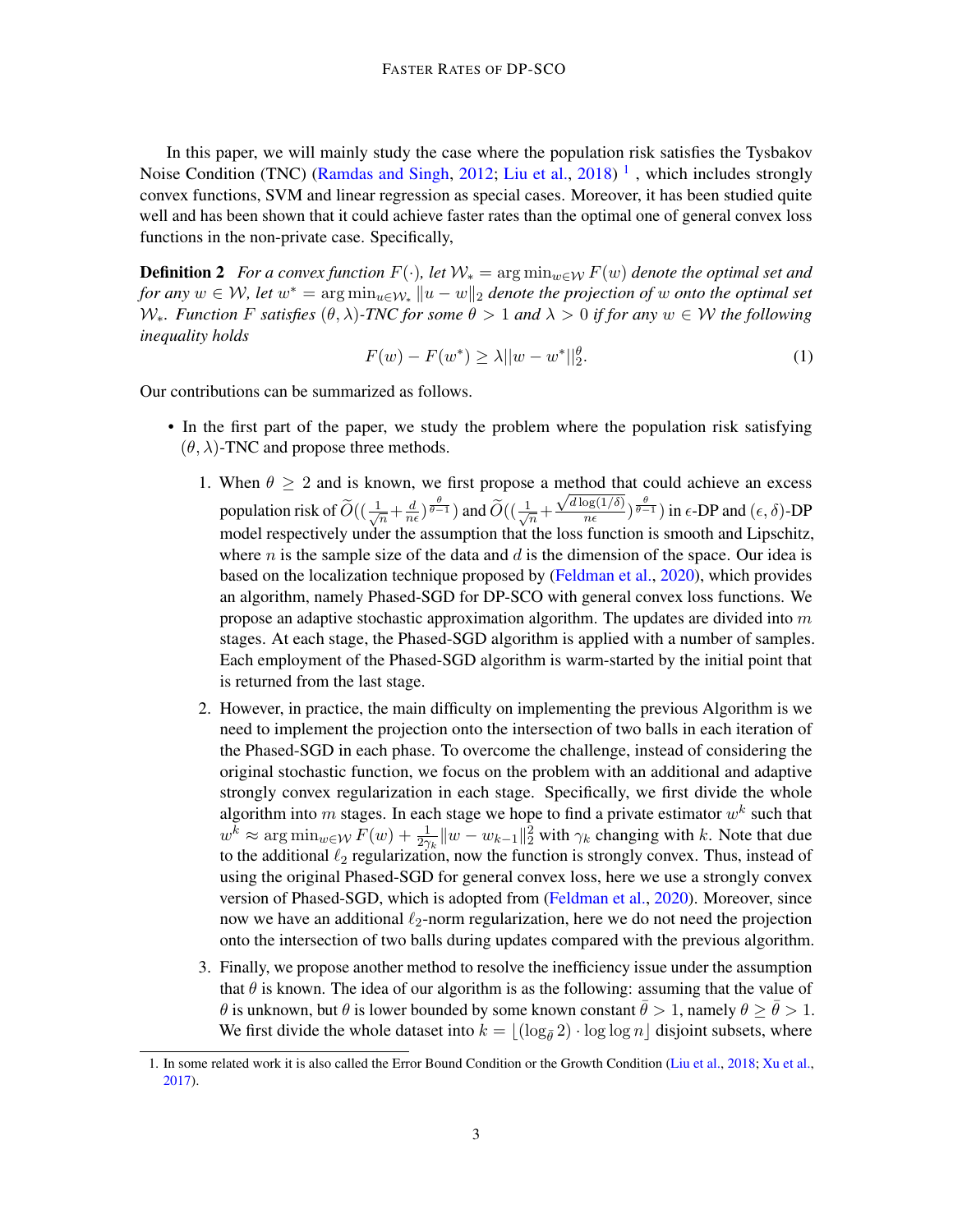In this paper, we will mainly study the case where the population risk satisfies the Tysbakov Noise Condition (TNC) (Ramdas and Singh, 2012; Liu et al., 2018) [1] , which includes strongly convex functions, SVM and linear regression as special cases. Moreover, it has been studied quite well and has been shown that it could achieve faster rates than the optimal one of general convex loss functions in the non-private case. Specifically,

**Definition 2** *For a convex function $F(\cdot)$, let $\mathcal{W}_* = \arg\min_{w\in\mathcal{W}} F(w)$ denote the optimal set and for any $w \in \mathcal{W}$, let $w^* = \arg\min_{u\in\mathcal{W}_*} \|u - w\|_2$ denote the projection of $w$ onto the optimal set $\mathcal{W}_*$. Function $F$ satisfies $(\theta, \lambda)$-TNC for some $\theta > 1$ and $\lambda > 0$ if for any $w \in \mathcal{W}$ the following inequality holds*

$$F(w) - F(w^*) \geq \lambda ||w - w^*||_2^{\theta}. \tag{1}$$

Our contributions can be summarized as follows.

- In the first part of the paper, we study the problem where the population risk satisfying $(\theta, \lambda)$-TNC and propose three methods.
  1. When $\theta \geq 2$ and is known, we first propose a method that could achieve an excess population risk of $\widetilde{O}((\frac{1}{\sqrt{n}} + \frac{d}{n\epsilon})^{\frac{\theta}{\theta-1}})$ and $\widetilde{O}((\frac{1}{\sqrt{n}} + \frac{\sqrt{d\log(1/\delta)}}{n\epsilon})^{\frac{\theta}{\theta-1}})$ in $\epsilon$-DP and $(\epsilon, \delta)$-DP model respectively under the assumption that the loss function is smooth and Lipschitz, where $n$ is the sample size of the data and $d$ is the dimension of the space. Our idea is based on the localization technique proposed by (Feldman et al., 2020), which provides an algorithm, namely Phased-SGD for DP-SCO with general convex loss functions. We propose an adaptive stochastic approximation algorithm. The updates are divided into $m$ stages. At each stage, the Phased-SGD algorithm is applied with a number of samples. Each employment of the Phased-SGD algorithm is warm-started by the initial point that is returned from the last stage.
  2. However, in practice, the main difficulty on implementing the previous Algorithm is we need to implement the projection onto the intersection of two balls in each iteration of the Phased-SGD in each phase. To overcome the challenge, instead of considering the original stochastic function, we focus on the problem with an additional and adaptive strongly convex regularization in each stage. Specifically, we first divide the whole algorithm into $m$ stages. In each stage we hope to find a private estimator $w^k$ such that $w^k \approx \arg\min_{w\in\mathcal{W}} F(w) + \frac{1}{2\gamma_k}\|w - w_{k-1}\|_2^2$ with $\gamma_k$ changing with $k$. Note that due to the additional $\ell_2$ regularization, now the function is strongly convex. Thus, instead of using the original Phased-SGD for general convex loss, here we use a strongly convex version of Phased-SGD, which is adopted from (Feldman et al., 2020). Moreover, since now we have an additional $\ell_2$-norm regularization, here we do not need the projection onto the intersection of two balls during updates compared with the previous algorithm.
  3. Finally, we propose another method to resolve the inefficiency issue under the assumption that $\theta$ is known. The idea of our algorithm is as the following: assuming that the value of $\theta$ is unknown, but $\theta$ is lower bounded by some known constant $\bar{\theta} > 1$, namely $\theta \geq \bar{\theta} > 1$. We first divide the whole dataset into $k = \lfloor(\log_{\bar{\theta}} 2) \cdot \log\log n\rfloor$ disjoint subsets, where

[1] In some related work it is also called the Error Bound Condition or the Growth Condition (Liu et al., 2018; Xu et al., 2017).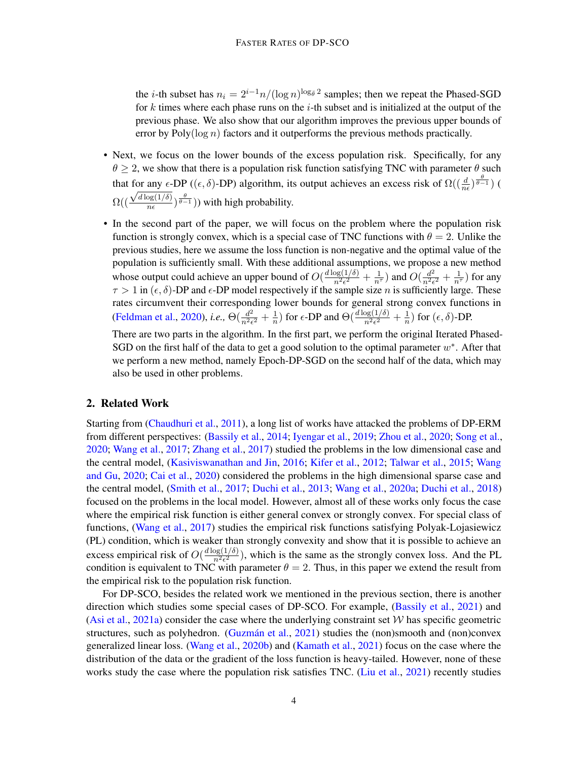the $i$-th subset has $n_i = 2^{i-1}n/(\log n)^{\log_{\bar{\theta}} 2}$ samples; then we repeat the Phased-SGD for $k$ times where each phase runs on the $i$-th subset and is initialized at the output of the previous phase. We also show that our algorithm improves the previous upper bounds of error by Poly$(\log n)$ factors and it outperforms the previous methods practically.

- Next, we focus on the lower bounds of the excess population risk. Specifically, for any $\theta \geq 2$, we show that there is a population risk function satisfying TNC with parameter $\theta$ such that for any $\epsilon$-DP ($(\epsilon, \delta)$-DP) algorithm, its output achieves an excess risk of $\Omega((\frac{d}{n\epsilon})^{\frac{\theta}{\theta-1}})$ ( $\Omega((\frac{\sqrt{d\log(1/\delta)}}{n\epsilon})^{\frac{\theta}{\theta-1}})$) with high probability.

- In the second part of the paper, we will focus on the problem where the population risk function is strongly convex, which is a special case of TNC functions with $\theta = 2$. Unlike the previous studies, here we assume the loss function is non-negative and the optimal value of the population is sufficiently small. With these additional assumptions, we propose a new method whose output could achieve an upper bound of $O(\frac{d\log(1/\delta)}{n^2\epsilon^2} + \frac{1}{n^\tau})$ and $O(\frac{d^2}{n^2\epsilon^2} + \frac{1}{n^\tau})$ for any $\tau > 1$ in $(\epsilon, \delta)$-DP and $\epsilon$-DP model respectively if the sample size $n$ is sufficiently large. These rates circumvent their corresponding lower bounds for general strong convex functions in (Feldman et al., 2020), *i.e.,* $\Theta(\frac{d^2}{n^2\epsilon^2} + \frac{1}{n})$ for $\epsilon$-DP and $\Theta(\frac{d\log(1/\delta)}{n^2\epsilon^2} + \frac{1}{n})$ for $(\epsilon, \delta)$-DP.

  There are two parts in the algorithm. In the first part, we perform the original Iterated Phased-SGD on the first half of the data to get a good solution to the optimal parameter $w^*$. After that we perform a new method, namely Epoch-DP-SGD on the second half of the data, which may also be used in other problems.

## 2. Related Work

Starting from (Chaudhuri et al., 2011), a long list of works have attacked the problems of DP-ERM from different perspectives: (Bassily et al., 2014; Iyengar et al., 2019; Zhou et al., 2020; Song et al., 2020; Wang et al., 2017; Zhang et al., 2017) studied the problems in the low dimensional case and the central model, (Kasiviswanathan and Jin, 2016; Kifer et al., 2012; Talwar et al., 2015; Wang and Gu, 2020; Cai et al., 2020) considered the problems in the high dimensional sparse case and the central model, (Smith et al., 2017; Duchi et al., 2013; Wang et al., 2020a; Duchi et al., 2018) focused on the problems in the local model. However, almost all of these works only focus the case where the empirical risk function is either general convex or strongly convex. For special class of functions, (Wang et al., 2017) studies the empirical risk functions satisfying Polyak-Lojasiewicz (PL) condition, which is weaker than strongly convexity and show that it is possible to achieve an excess empirical risk of $O(\frac{d\log(1/\delta)}{n^2\epsilon^2})$, which is the same as the strongly convex loss. And the PL condition is equivalent to TNC with parameter $\theta = 2$. Thus, in this paper we extend the result from the empirical risk to the population risk function.

For DP-SCO, besides the related work we mentioned in the previous section, there is another direction which studies some special cases of DP-SCO. For example, (Bassily et al., 2021) and (Asi et al., 2021a) consider the case where the underlying constraint set $\mathcal{W}$ has specific geometric structures, such as polyhedron. (Guzmán et al., 2021) studies the (non)smooth and (non)convex generalized linear loss. (Wang et al., 2020b) and (Kamath et al., 2021) focus on the case where the distribution of the data or the gradient of the loss function is heavy-tailed. However, none of these works study the case where the population risk satisfies TNC. (Liu et al., 2021) recently studies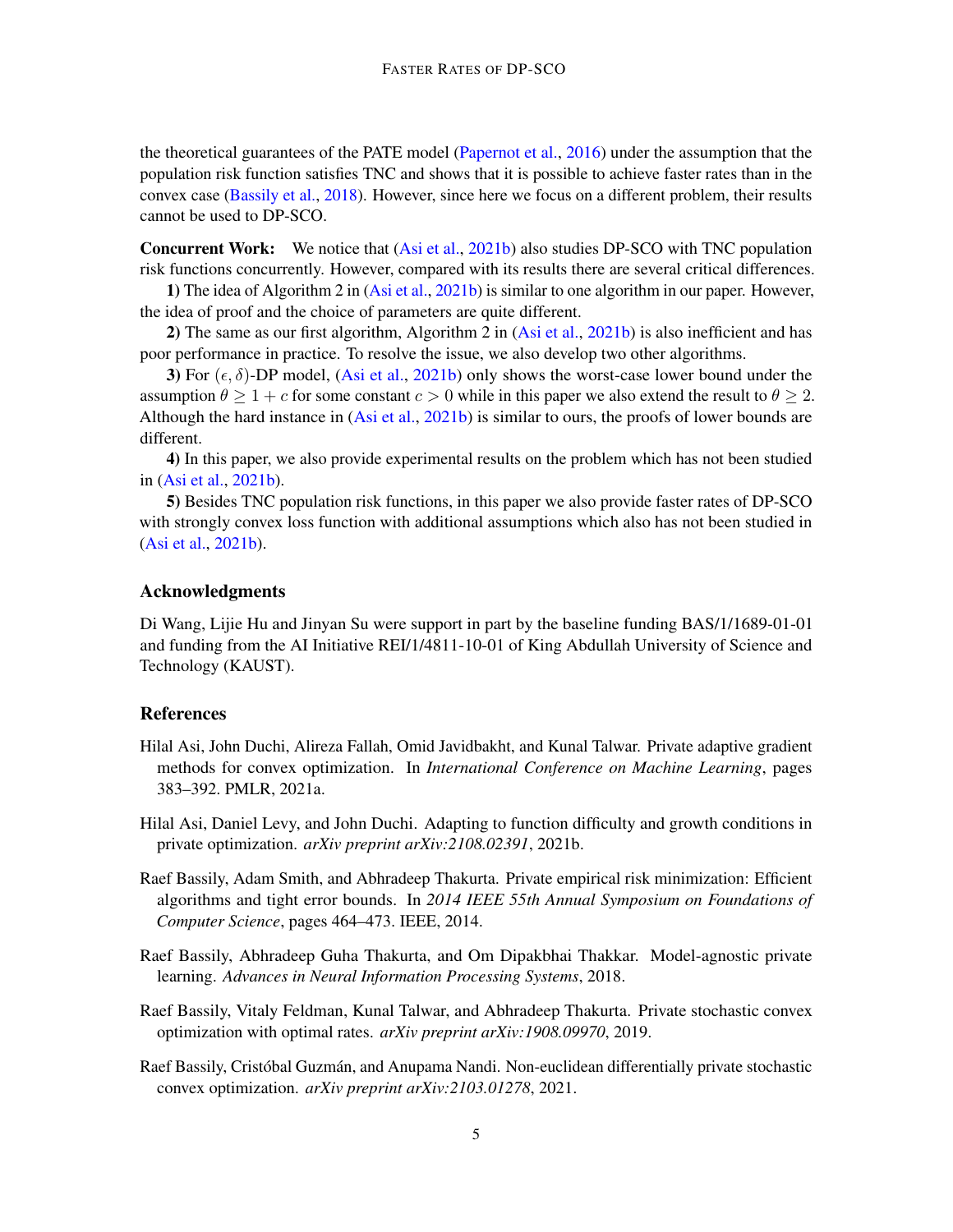the theoretical guarantees of the PATE model (Papernot et al., 2016) under the assumption that the population risk function satisfies TNC and shows that it is possible to achieve faster rates than in the convex case (Bassily et al., 2018). However, since here we focus on a different problem, their results cannot be used to DP-SCO.

**Concurrent Work:** We notice that (Asi et al., 2021b) also studies DP-SCO with TNC population risk functions concurrently. However, compared with its results there are several critical differences.

**1)** The idea of Algorithm 2 in (Asi et al., 2021b) is similar to one algorithm in our paper. However, the idea of proof and the choice of parameters are quite different.

**2)** The same as our first algorithm, Algorithm 2 in (Asi et al., 2021b) is also inefficient and has poor performance in practice. To resolve the issue, we also develop two other algorithms.

**3)** For $(\epsilon, \delta)$-DP model, (Asi et al., 2021b) only shows the worst-case lower bound under the assumption $\theta \geq 1 + c$ for some constant $c > 0$ while in this paper we also extend the result to $\theta \geq 2$. Although the hard instance in (Asi et al., 2021b) is similar to ours, the proofs of lower bounds are different.

**4)** In this paper, we also provide experimental results on the problem which has not been studied in (Asi et al., 2021b).

**5)** Besides TNC population risk functions, in this paper we also provide faster rates of DP-SCO with strongly convex loss function with additional assumptions which also has not been studied in (Asi et al., 2021b).

## Acknowledgments

Di Wang, Lijie Hu and Jinyan Su were support in part by the baseline funding BAS/1/1689-01-01 and funding from the AI Initiative REI/1/4811-10-01 of King Abdullah University of Science and Technology (KAUST).

## References

Hilal Asi, John Duchi, Alireza Fallah, Omid Javidbakht, and Kunal Talwar. Private adaptive gradient methods for convex optimization. In *International Conference on Machine Learning*, pages 383–392. PMLR, 2021a.

Hilal Asi, Daniel Levy, and John Duchi. Adapting to function difficulty and growth conditions in private optimization. *arXiv preprint arXiv:2108.02391*, 2021b.

Raef Bassily, Adam Smith, and Abhradeep Thakurta. Private empirical risk minimization: Efficient algorithms and tight error bounds. In *2014 IEEE 55th Annual Symposium on Foundations of Computer Science*, pages 464–473. IEEE, 2014.

Raef Bassily, Abhradeep Guha Thakurta, and Om Dipakbhai Thakkar. Model-agnostic private learning. *Advances in Neural Information Processing Systems*, 2018.

Raef Bassily, Vitaly Feldman, Kunal Talwar, and Abhradeep Thakurta. Private stochastic convex optimization with optimal rates. *arXiv preprint arXiv:1908.09970*, 2019.

Raef Bassily, Cristóbal Guzmán, and Anupama Nandi. Non-euclidean differentially private stochastic convex optimization. *arXiv preprint arXiv:2103.01278*, 2021.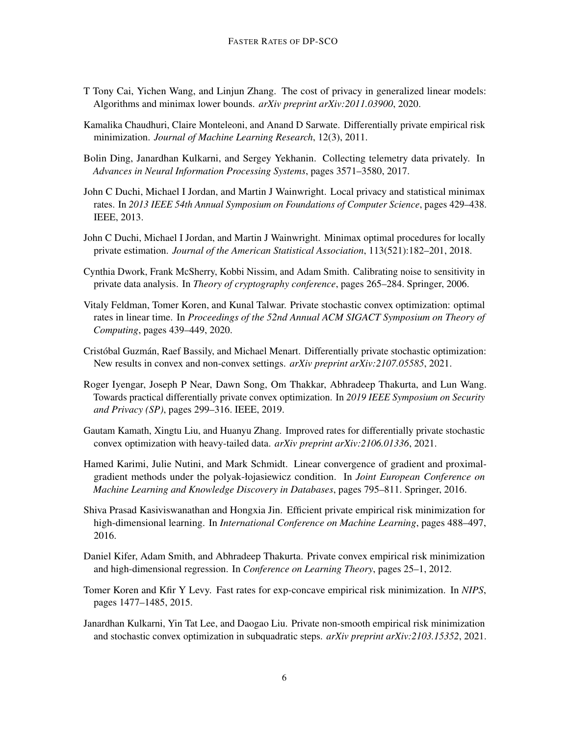T Tony Cai, Yichen Wang, and Linjun Zhang. The cost of privacy in generalized linear models: Algorithms and minimax lower bounds. *arXiv preprint arXiv:2011.03900*, 2020.

Kamalika Chaudhuri, Claire Monteleoni, and Anand D Sarwate. Differentially private empirical risk minimization. *Journal of Machine Learning Research*, 12(3), 2011.

Bolin Ding, Janardhan Kulkarni, and Sergey Yekhanin. Collecting telemetry data privately. In *Advances in Neural Information Processing Systems*, pages 3571–3580, 2017.

John C Duchi, Michael I Jordan, and Martin J Wainwright. Local privacy and statistical minimax rates. In *2013 IEEE 54th Annual Symposium on Foundations of Computer Science*, pages 429–438. IEEE, 2013.

John C Duchi, Michael I Jordan, and Martin J Wainwright. Minimax optimal procedures for locally private estimation. *Journal of the American Statistical Association*, 113(521):182–201, 2018.

Cynthia Dwork, Frank McSherry, Kobbi Nissim, and Adam Smith. Calibrating noise to sensitivity in private data analysis. In *Theory of cryptography conference*, pages 265–284. Springer, 2006.

Vitaly Feldman, Tomer Koren, and Kunal Talwar. Private stochastic convex optimization: optimal rates in linear time. In *Proceedings of the 52nd Annual ACM SIGACT Symposium on Theory of Computing*, pages 439–449, 2020.

Cristóbal Guzmán, Raef Bassily, and Michael Menart. Differentially private stochastic optimization: New results in convex and non-convex settings. *arXiv preprint arXiv:2107.05585*, 2021.

Roger Iyengar, Joseph P Near, Dawn Song, Om Thakkar, Abhradeep Thakurta, and Lun Wang. Towards practical differentially private convex optimization. In *2019 IEEE Symposium on Security and Privacy (SP)*, pages 299–316. IEEE, 2019.

Gautam Kamath, Xingtu Liu, and Huanyu Zhang. Improved rates for differentially private stochastic convex optimization with heavy-tailed data. *arXiv preprint arXiv:2106.01336*, 2021.

Hamed Karimi, Julie Nutini, and Mark Schmidt. Linear convergence of gradient and proximal-gradient methods under the polyak-łojasiewicz condition. In *Joint European Conference on Machine Learning and Knowledge Discovery in Databases*, pages 795–811. Springer, 2016.

Shiva Prasad Kasiviswanathan and Hongxia Jin. Efficient private empirical risk minimization for high-dimensional learning. In *International Conference on Machine Learning*, pages 488–497, 2016.

Daniel Kifer, Adam Smith, and Abhradeep Thakurta. Private convex empirical risk minimization and high-dimensional regression. In *Conference on Learning Theory*, pages 25–1, 2012.

Tomer Koren and Kfir Y Levy. Fast rates for exp-concave empirical risk minimization. In *NIPS*, pages 1477–1485, 2015.

Janardhan Kulkarni, Yin Tat Lee, and Daogao Liu. Private non-smooth empirical risk minimization and stochastic convex optimization in subquadratic steps. *arXiv preprint arXiv:2103.15352*, 2021.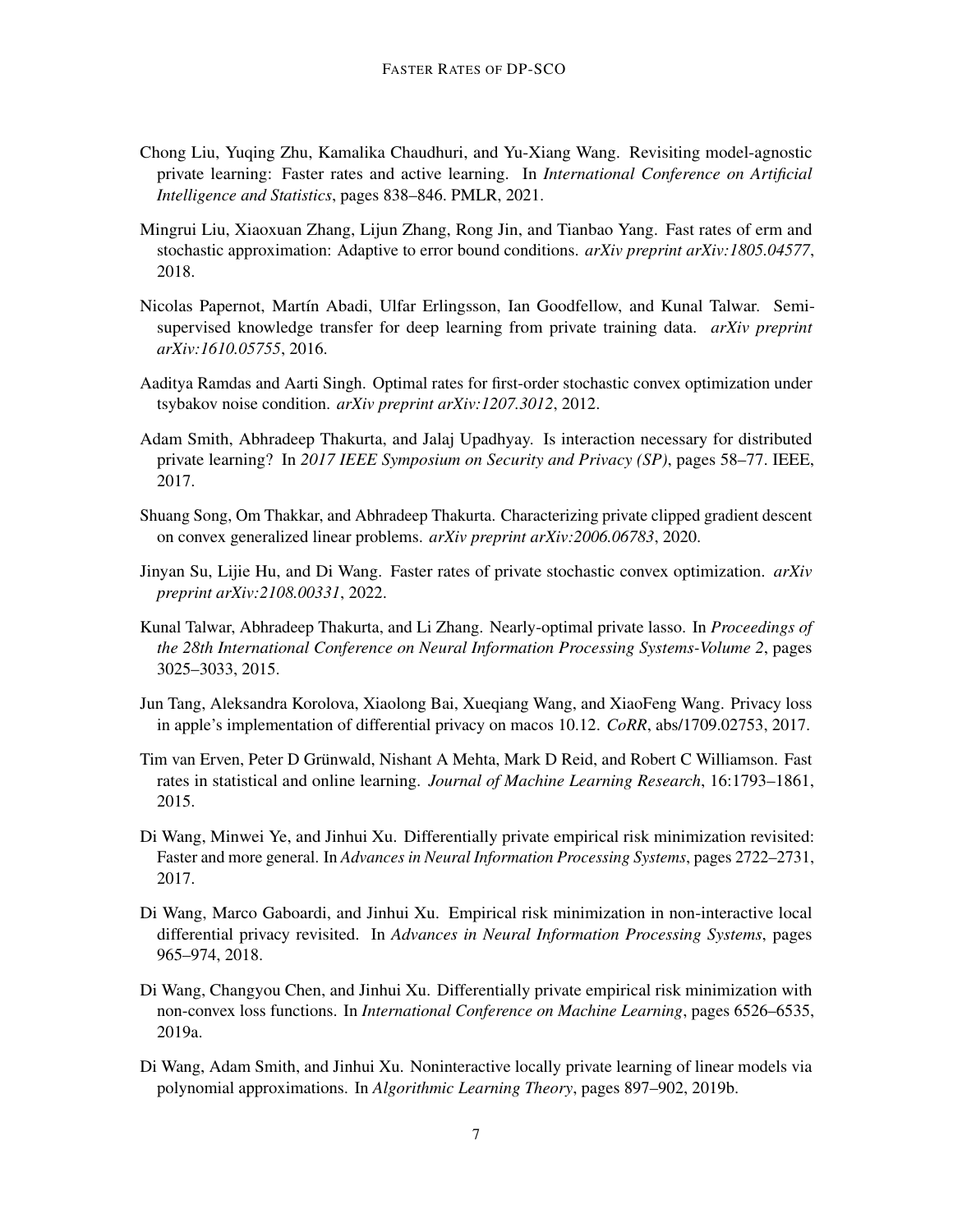Chong Liu, Yuqing Zhu, Kamalika Chaudhuri, and Yu-Xiang Wang. Revisiting model-agnostic private learning: Faster rates and active learning. In *International Conference on Artificial Intelligence and Statistics*, pages 838–846. PMLR, 2021.

Mingrui Liu, Xiaoxuan Zhang, Lijun Zhang, Rong Jin, and Tianbao Yang. Fast rates of erm and stochastic approximation: Adaptive to error bound conditions. *arXiv preprint arXiv:1805.04577*, 2018.

Nicolas Papernot, Martín Abadi, Ulfar Erlingsson, Ian Goodfellow, and Kunal Talwar. Semi-supervised knowledge transfer for deep learning from private training data. *arXiv preprint arXiv:1610.05755*, 2016.

Aaditya Ramdas and Aarti Singh. Optimal rates for first-order stochastic convex optimization under tsybakov noise condition. *arXiv preprint arXiv:1207.3012*, 2012.

Adam Smith, Abhradeep Thakurta, and Jalaj Upadhyay. Is interaction necessary for distributed private learning? In *2017 IEEE Symposium on Security and Privacy (SP)*, pages 58–77. IEEE, 2017.

Shuang Song, Om Thakkar, and Abhradeep Thakurta. Characterizing private clipped gradient descent on convex generalized linear problems. *arXiv preprint arXiv:2006.06783*, 2020.

Jinyan Su, Lijie Hu, and Di Wang. Faster rates of private stochastic convex optimization. *arXiv preprint arXiv:2108.00331*, 2022.

Kunal Talwar, Abhradeep Thakurta, and Li Zhang. Nearly-optimal private lasso. In *Proceedings of the 28th International Conference on Neural Information Processing Systems-Volume 2*, pages 3025–3033, 2015.

Jun Tang, Aleksandra Korolova, Xiaolong Bai, Xueqiang Wang, and XiaoFeng Wang. Privacy loss in apple's implementation of differential privacy on macos 10.12. *CoRR*, abs/1709.02753, 2017.

Tim van Erven, Peter D Grünwald, Nishant A Mehta, Mark D Reid, and Robert C Williamson. Fast rates in statistical and online learning. *Journal of Machine Learning Research*, 16:1793–1861, 2015.

Di Wang, Minwei Ye, and Jinhui Xu. Differentially private empirical risk minimization revisited: Faster and more general. In *Advances in Neural Information Processing Systems*, pages 2722–2731, 2017.

Di Wang, Marco Gaboardi, and Jinhui Xu. Empirical risk minimization in non-interactive local differential privacy revisited. In *Advances in Neural Information Processing Systems*, pages 965–974, 2018.

Di Wang, Changyou Chen, and Jinhui Xu. Differentially private empirical risk minimization with non-convex loss functions. In *International Conference on Machine Learning*, pages 6526–6535, 2019a.

Di Wang, Adam Smith, and Jinhui Xu. Noninteractive locally private learning of linear models via polynomial approximations. In *Algorithmic Learning Theory*, pages 897–902, 2019b.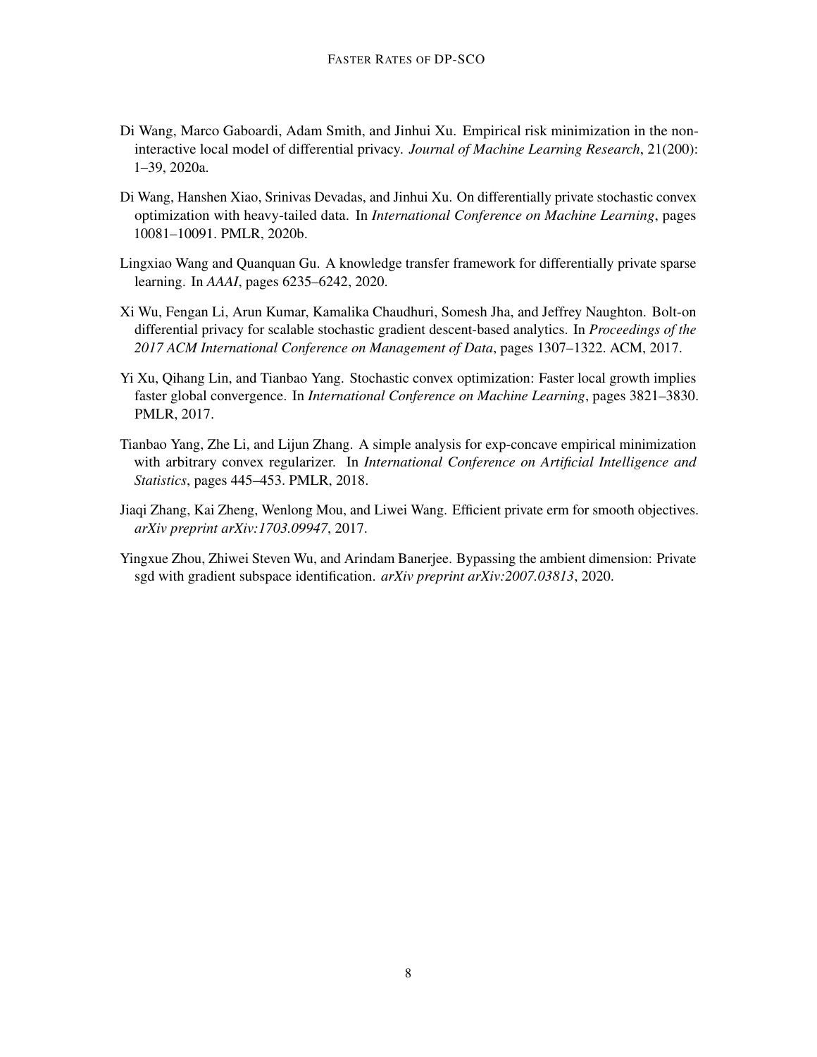Di Wang, Marco Gaboardi, Adam Smith, and Jinhui Xu. Empirical risk minimization in the non-interactive local model of differential privacy. *Journal of Machine Learning Research*, 21(200): 1–39, 2020a.

Di Wang, Hanshen Xiao, Srinivas Devadas, and Jinhui Xu. On differentially private stochastic convex optimization with heavy-tailed data. In *International Conference on Machine Learning*, pages 10081–10091. PMLR, 2020b.

Lingxiao Wang and Quanquan Gu. A knowledge transfer framework for differentially private sparse learning. In *AAAI*, pages 6235–6242, 2020.

Xi Wu, Fengan Li, Arun Kumar, Kamalika Chaudhuri, Somesh Jha, and Jeffrey Naughton. Bolt-on differential privacy for scalable stochastic gradient descent-based analytics. In *Proceedings of the 2017 ACM International Conference on Management of Data*, pages 1307–1322. ACM, 2017.

Yi Xu, Qihang Lin, and Tianbao Yang. Stochastic convex optimization: Faster local growth implies faster global convergence. In *International Conference on Machine Learning*, pages 3821–3830. PMLR, 2017.

Tianbao Yang, Zhe Li, and Lijun Zhang. A simple analysis for exp-concave empirical minimization with arbitrary convex regularizer. In *International Conference on Artificial Intelligence and Statistics*, pages 445–453. PMLR, 2018.

Jiaqi Zhang, Kai Zheng, Wenlong Mou, and Liwei Wang. Efficient private erm for smooth objectives. *arXiv preprint arXiv:1703.09947*, 2017.

Yingxue Zhou, Zhiwei Steven Wu, and Arindam Banerjee. Bypassing the ambient dimension: Private sgd with gradient subspace identification. *arXiv preprint arXiv:2007.03813*, 2020.